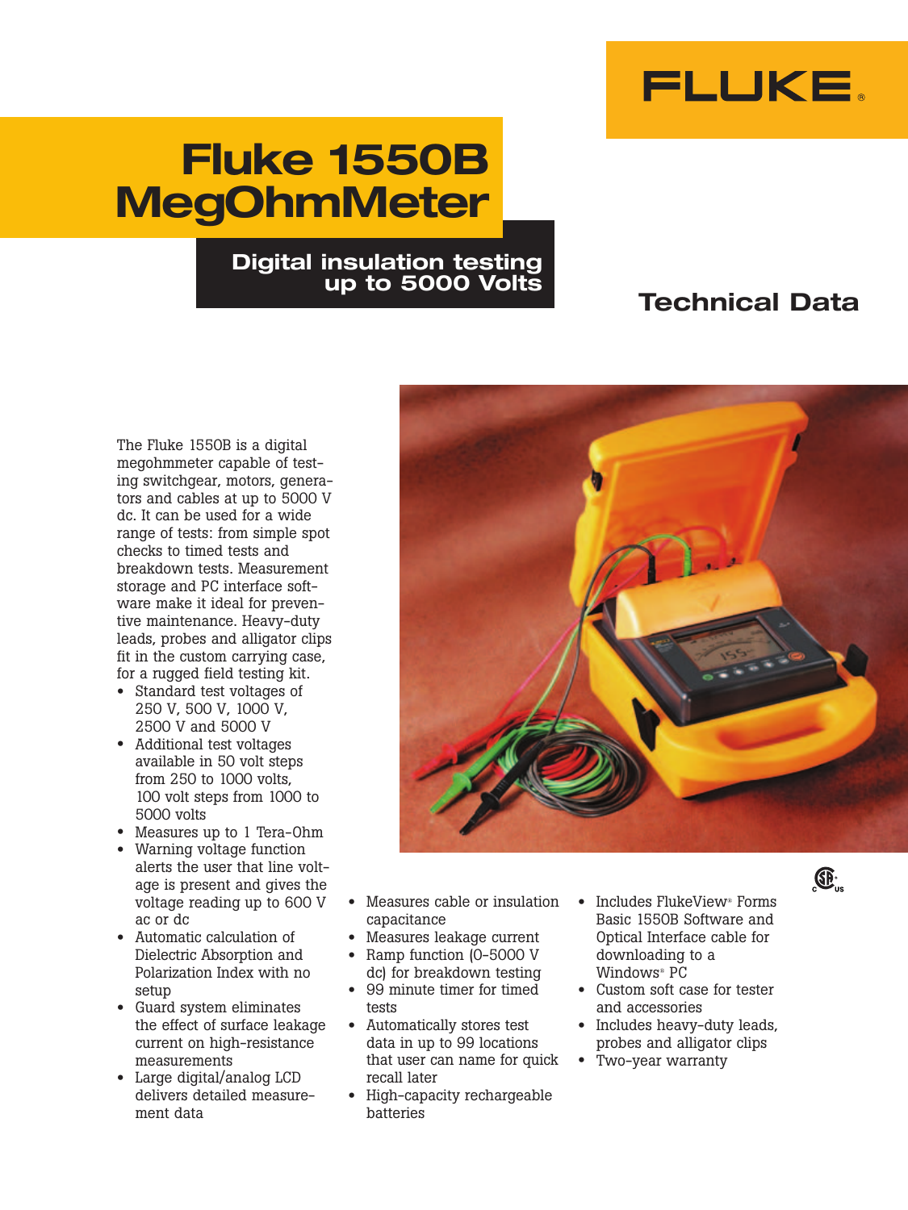FLUKE

# Fluke 1550B MegOhmMeter

## Digital insulation testing up to 5000 Volts

## Technical Data

The Fluke 1550B is a digital megohmmeter capable of testing switchgear, motors, generators and cables at up to 5000 V dc. It can be used for a wide range of tests: from simple spot checks to timed tests and breakdown tests. Measurement storage and PC interface software make it ideal for preventive maintenance. Heavy-duty leads, probes and alligator clips fit in the custom carrying case, for a rugged field testing kit.

- Standard test voltages of 250 V, 500 V, 1000 V, 2500 V and 5000 V
- Additional test voltages available in 50 volt steps from 250 to 1000 volts, 100 volt steps from 1000 to 5000 volts
- Measures up to 1 Tera-Ohm
- Warning voltage function alerts the user that line voltage is present and gives the voltage reading up to 600 V ac or dc
- Automatic calculation of Dielectric Absorption and Polarization Index with no setup
- Guard system eliminates the effect of surface leakage current on high-resistance measurements
- Large digital/analog LCD delivers detailed measurement data
- Measures cable or insulation capacitance
- Measures leakage current
- Ramp function (0-5000 V dc) for breakdown testing
- 99 minute timer for timed tests
- Automatically stores test data in up to 99 locations that user can name for quick recall later
- High-capacity rechargeable batteries
- Includes FlukeView® Forms Basic 1550B Software and Optical Interface cable for downloading to a Windows® PC
- Custom soft case for tester and accessories
- Includes heavy-duty leads, probes and alligator clips
- Two-year warranty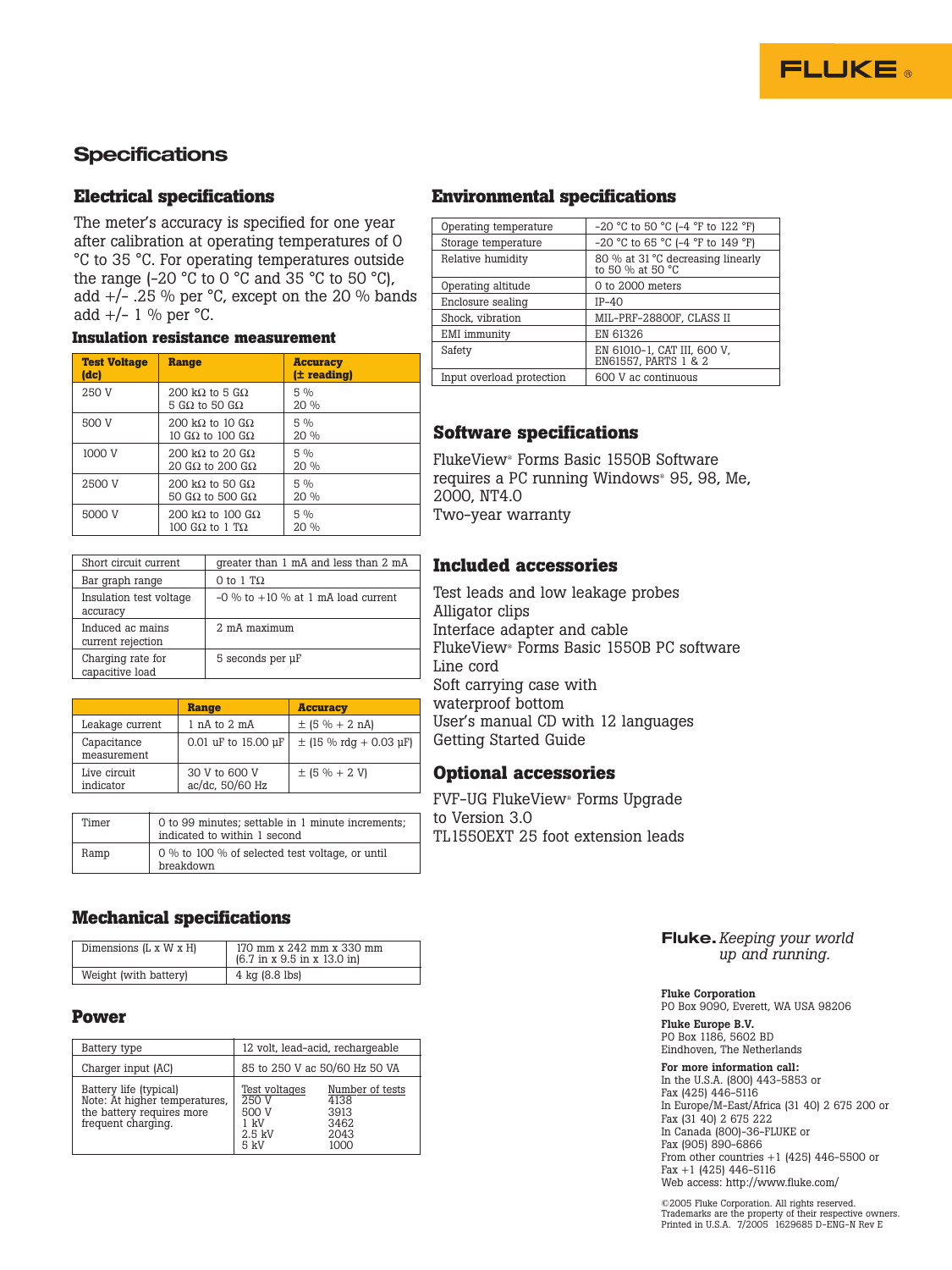# Specifications

## Electrical specifications

The meter's accuracy is specified for one year after calibration at operating temperatures of 0 °C to 35 °C. For operating temperatures outside the range (-20 °C to 0 °C and 35 °C to 50 °C), add +/- .25 % per °C, except on the 20 % bands add +/- 1 % per °C.

### Insulation resistance measurement

| Test Voltage (dc) | Range | Accuracy (± reading) |
|---|---|---|
| 250 V | 200 kΩ to 5 GΩ<br>5 GΩ to 50 GΩ | 5 %<br>20 % |
| 500 V | 200 kΩ to 10 GΩ<br>10 GΩ to 100 GΩ | 5 %<br>20 % |
| 1000 V | 200 kΩ to 20 GΩ<br>20 GΩ to 200 GΩ | 5 %<br>20 % |
| 2500 V | 200 kΩ to 50 GΩ<br>50 GΩ to 500 GΩ | 5 %<br>20 % |
| 5000 V | 200 kΩ to 100 GΩ<br>100 GΩ to 1 TΩ | 5 %<br>20 % |

| | |
|---|---|
| Short circuit current | greater than 1 mA and less than 2 mA |
| Bar graph range | 0 to 1 TΩ |
| Insulation test voltage accuracy | -0 % to +10 % at 1 mA load current |
| Induced ac mains current rejection | 2 mA maximum |
| Charging rate for capacitive load | 5 seconds per µF |

| | Range | Accuracy |
|---|---|---|
| Leakage current | 1 nA to 2 mA | ± (5 % + 2 nA) |
| Capacitance measurement | 0.01 uF to 15.00 µF | ± (15 % rdg + 0.03 µF) |
| Live circuit indicator | 30 V to 600 V ac/dc, 50/60 Hz | ± (5 % + 2 V) |

| | |
|---|---|
| Timer | 0 to 99 minutes; settable in 1 minute increments; indicated to within 1 second |
| Ramp | 0 % to 100 % of selected test voltage, or until breakdown |

## Mechanical specifications

| | |
|---|---|
| Dimensions (L x W x H) | 170 mm x 242 mm x 330 mm (6.7 in x 9.5 in x 13.0 in) |
| Weight (with battery) | 4 kg (8.8 lbs) |

## Power

| | | |
|---|---|---|
| Battery type | 12 volt, lead-acid, rechargeable | |
| Charger input (AC) | 85 to 250 V ac 50/60 Hz 50 VA | |
| Battery life (typical)<br>Note: At higher temperatures, the battery requires more frequent charging. | Test voltages<br>250 V<br>500 V<br>1 kV<br>2.5 kV<br>5 kV | Number of tests<br>4138<br>3913<br>3462<br>2043<br>1000 |

## Environmental specifications

| | |
|---|---|
| Operating temperature | -20 °C to 50 °C (-4 °F to 122 °F) |
| Storage temperature | -20 °C to 65 °C (-4 °F to 149 °F) |
| Relative humidity | 80 % at 31 °C decreasing linearly to 50 % at 50 °C |
| Operating altitude | 0 to 2000 meters |
| Enclosure sealing | IP-40 |
| Shock, vibration | MIL-PRF-28800F, CLASS II |
| EMI immunity | EN 61326 |
| Safety | EN 61010-1, CAT III, 600 V, EN61557, PARTS 1 & 2 |
| Input overload protection | 600 V ac continuous |

## Software specifications

FlukeView® Forms Basic 1550B Software requires a PC running Windows® 95, 98, Me, 2000, NT4.0

Two-year warranty

## Included accessories

Test leads and low leakage probes
Alligator clips
Interface adapter and cable
FlukeView® Forms Basic 1550B PC software
Line cord
Soft carrying case with waterproof bottom
User's manual CD with 12 languages
Getting Started Guide

## Optional accessories

FVF-UG FlukeView® Forms Upgrade to Version 3.0
TL1550EXT 25 foot extension leads

**Fluke.** *Keeping your world up and running.*

**Fluke Corporation**
PO Box 9090, Everett, WA USA 98206

**Fluke Europe B.V.**
PO Box 1186, 5602 BD
Eindhoven, The Netherlands

**For more information call:**
In the U.S.A. (800) 443-5853 or
Fax (425) 446-5116
In Europe/M-East/Africa (31 40) 2 675 200 or
Fax (31 40) 2 675 222
In Canada (800)-36-FLUKE or
Fax (905) 890-6866
From other countries +1 (425) 446-5500 or
Fax +1 (425) 446-5116
Web access: http://www.fluke.com/

©2005 Fluke Corporation. All rights reserved.
Trademarks are the property of their respective owners.
Printed in U.S.A. 7/2005 1629685 D-ENG-N Rev E